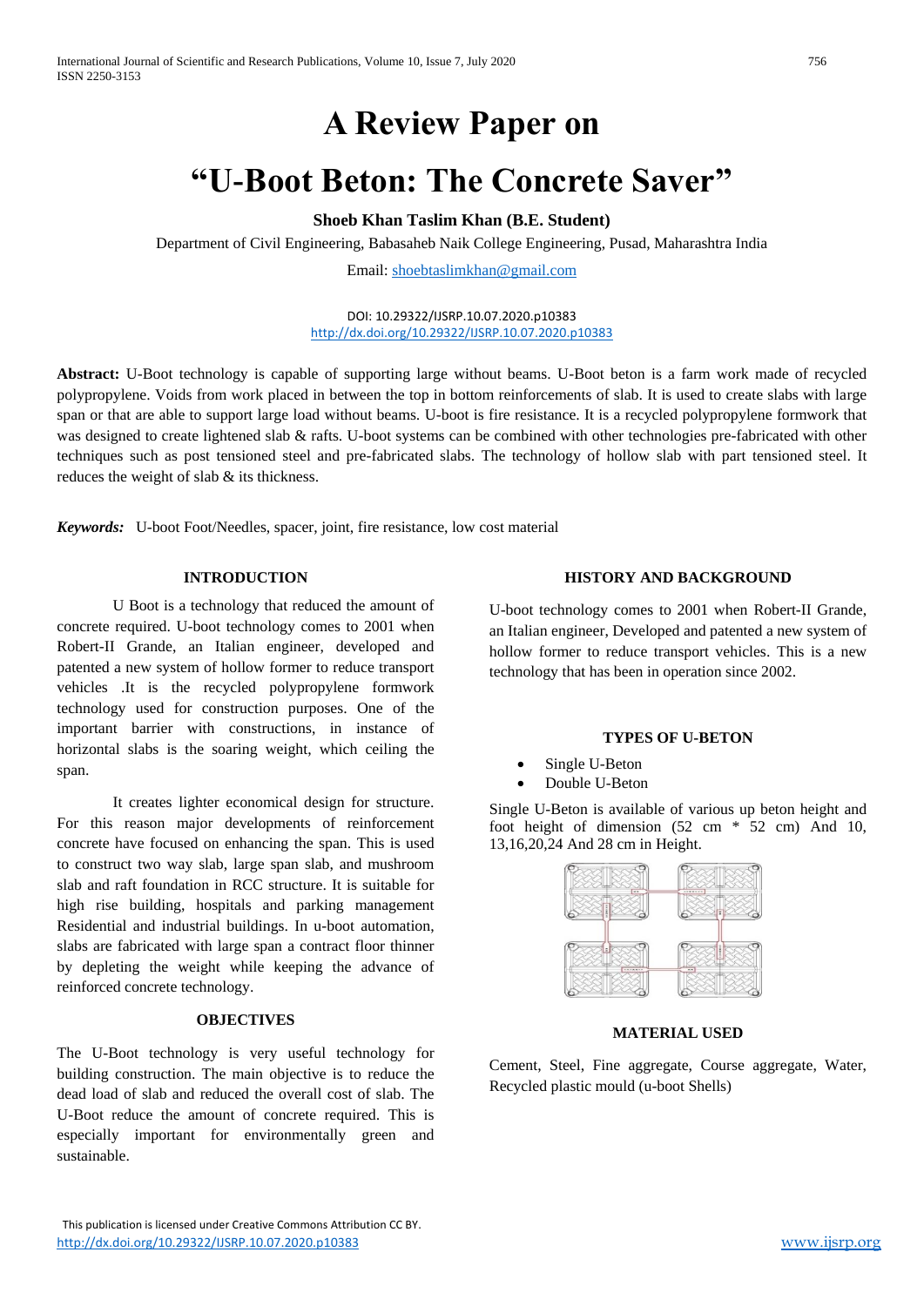# A Review Paper on

# "U-Boot Beton: The Concrete Saver"

**Shoeb Khan Taslim Khan (B.E. Student)**

Department of Civil Engineering, Babasaheb Naik College Engineering, Pusad, Maharashtra India

Email: shoebtaslimkhan@gmail.com

DOI: 10.29322/IJSRP.10.07.2020.p10383
http://dx.doi.org/10.29322/IJSRP.10.07.2020.p10383

**Abstract:** U-Boot technology is capable of supporting large without beams. U-Boot beton is a farm work made of recycled polypropylene. Voids from work placed in between the top in bottom reinforcements of slab. It is used to create slabs with large span or that are able to support large load without beams. U-boot is fire resistance. It is a recycled polypropylene formwork that was designed to create lightened slab & rafts. U-boot systems can be combined with other technologies pre-fabricated with other techniques such as post tensioned steel and pre-fabricated slabs. The technology of hollow slab with part tensioned steel. It reduces the weight of slab & its thickness.

***Keywords:*** U-boot Foot/Needles, spacer, joint, fire resistance, low cost material

## INTRODUCTION

U Boot is a technology that reduced the amount of concrete required. U-boot technology comes to 2001 when Robert-II Grande, an Italian engineer, developed and patented a new system of hollow former to reduce transport vehicles .It is the recycled polypropylene formwork technology used for construction purposes. One of the important barrier with constructions, in instance of horizontal slabs is the soaring weight, which ceiling the span.

It creates lighter economical design for structure. For this reason major developments of reinforcement concrete have focused on enhancing the span. This is used to construct two way slab, large span slab, and mushroom slab and raft foundation in RCC structure. It is suitable for high rise building, hospitals and parking management Residential and industrial buildings. In u-boot automation, slabs are fabricated with large span a contract floor thinner by depleting the weight while keeping the advance of reinforced concrete technology.

## OBJECTIVES

The U-Boot technology is very useful technology for building construction. The main objective is to reduce the dead load of slab and reduced the overall cost of slab. The U-Boot reduce the amount of concrete required. This is especially important for environmentally green and sustainable.

## HISTORY AND BACKGROUND

U-boot technology comes to 2001 when Robert-II Grande, an Italian engineer, Developed and patented a new system of hollow former to reduce transport vehicles. This is a new technology that has been in operation since 2002.

## TYPES OF U-BETON

- Single U-Beton
- Double U-Beton

Single U-Beton is available of various up beton height and foot height of dimension (52 cm * 52 cm) And 10, 13,16,20,24 And 28 cm in Height.

## MATERIAL USED

Cement, Steel, Fine aggregate, Course aggregate, Water, Recycled plastic mould (u-boot Shells)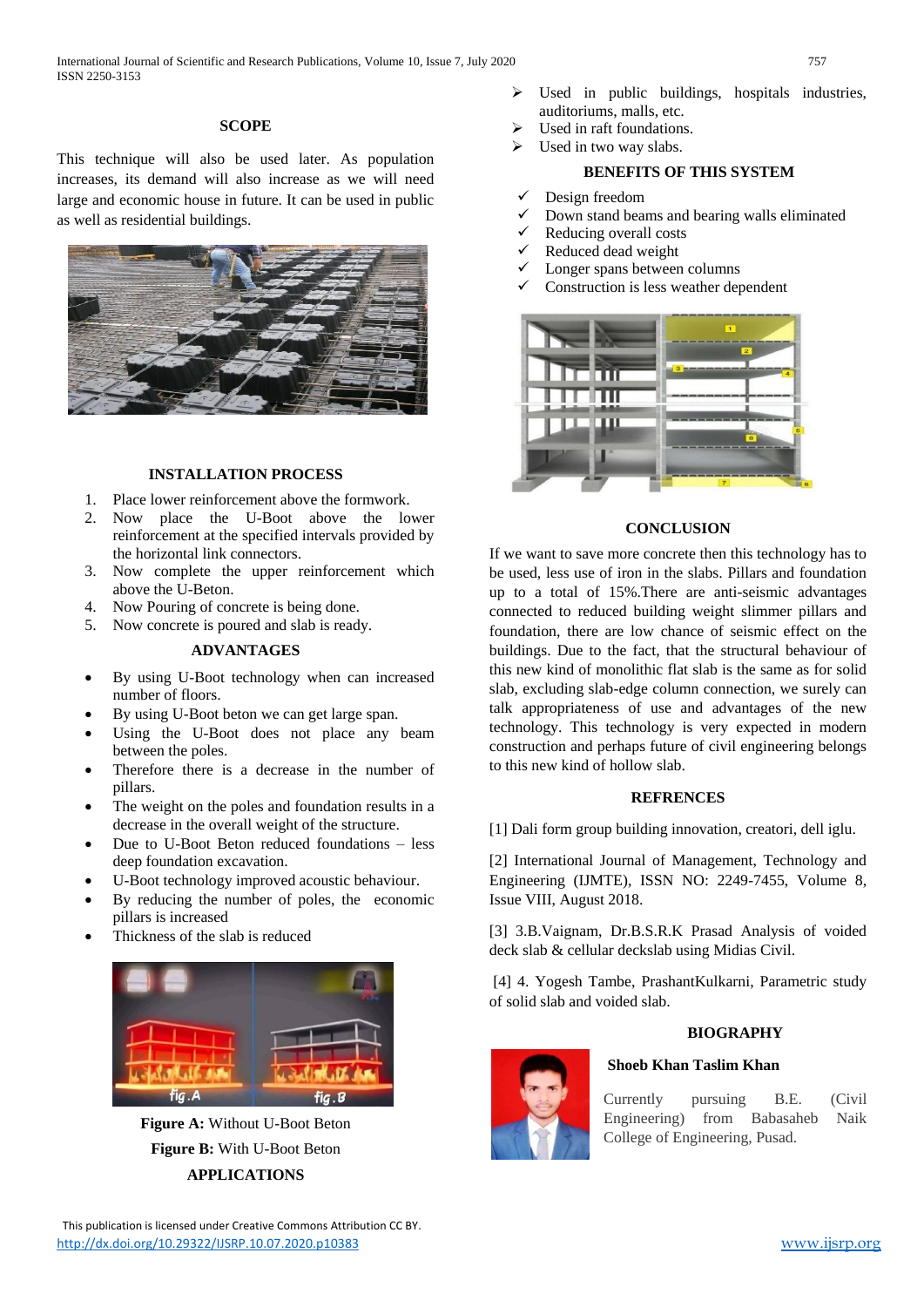## SCOPE

This technique will also be used later. As population increases, its demand will also increase as we will need large and economic house in future. It can be used in public as well as residential buildings.

## INSTALLATION PROCESS

1. Place lower reinforcement above the formwork.
2. Now place the U-Boot above the lower reinforcement at the specified intervals provided by the horizontal link connectors.
3. Now complete the upper reinforcement which above the U-Beton.
4. Now Pouring of concrete is being done.
5. Now concrete is poured and slab is ready.

## ADVANTAGES

- By using U-Boot technology when can increased number of floors.
- By using U-Boot beton we can get large span.
- Using the U-Boot does not place any beam between the poles.
- Therefore there is a decrease in the number of pillars.
- The weight on the poles and foundation results in a decrease in the overall weight of the structure.
- Due to U-Boot Beton reduced foundations – less deep foundation excavation.
- U-Boot technology improved acoustic behaviour.
- By reducing the number of poles, the economic pillars is increased
- Thickness of the slab is reduced

**Figure A:** Without U-Boot Beton

**Figure B:** With U-Boot Beton

## APPLICATIONS

- Used in public buildings, hospitals industries, auditoriums, malls, etc.
- Used in raft foundations.
- Used in two way slabs.

## BENEFITS OF THIS SYSTEM

- ✓ Design freedom
- ✓ Down stand beams and bearing walls eliminated
- ✓ Reducing overall costs
- ✓ Reduced dead weight
- ✓ Longer spans between columns
- ✓ Construction is less weather dependent

## CONCLUSION

If we want to save more concrete then this technology has to be used, less use of iron in the slabs. Pillars and foundation up to a total of 15%.There are anti-seismic advantages connected to reduced building weight slimmer pillars and foundation, there are low chance of seismic effect on the buildings. Due to the fact, that the structural behaviour of this new kind of monolithic flat slab is the same as for solid slab, excluding slab-edge column connection, we surely can talk appropriateness of use and advantages of the new technology. This technology is very expected in modern construction and perhaps future of civil engineering belongs to this new kind of hollow slab.

## REFRENCES

[1] Dali form group building innovation, creatori, dell iglu.

[2] International Journal of Management, Technology and Engineering (IJMTE), ISSN NO: 2249-7455, Volume 8, Issue VIII, August 2018.

[3] 3.B.Vaignam, Dr.B.S.R.K Prasad Analysis of voided deck slab & cellular deckslab using Midias Civil.

[4] 4. Yogesh Tambe, PrashantKulkarni, Parametric study of solid slab and voided slab.

## BIOGRAPHY

**Shoeb Khan Taslim Khan**

Currently pursuing B.E. (Civil Engineering) from Babasaheb Naik College of Engineering, Pusad.